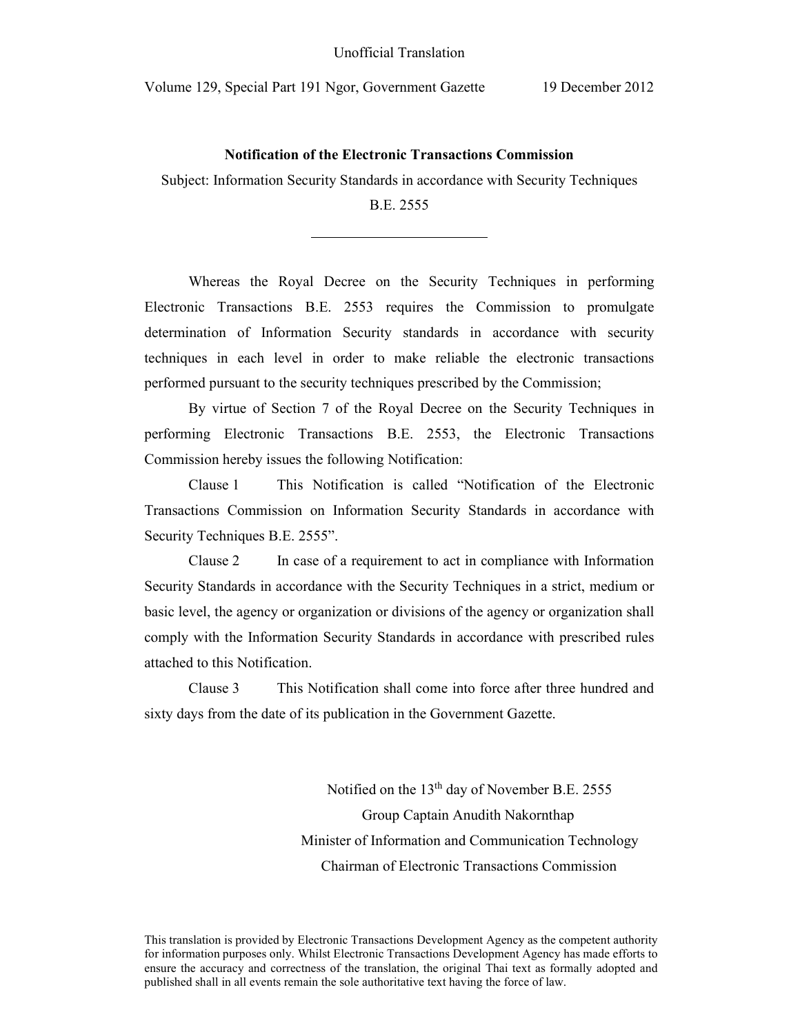Unofficial Translation

Volume 129, Special Part 191 Ngor, Government Gazette 19 December 2012

**Notification of the Electronic Transactions Commission**

Subject: Information Security Standards in accordance with Security Techniques B.E. 2555

---

Whereas the Royal Decree on the Security Techniques in performing Electronic Transactions B.E. 2553 requires the Commission to promulgate determination of Information Security standards in accordance with security techniques in each level in order to make reliable the electronic transactions performed pursuant to the security techniques prescribed by the Commission;

By virtue of Section 7 of the Royal Decree on the Security Techniques in performing Electronic Transactions B.E. 2553, the Electronic Transactions Commission hereby issues the following Notification:

Clause 1 This Notification is called "Notification of the Electronic Transactions Commission on Information Security Standards in accordance with Security Techniques B.E. 2555".

Clause 2 In case of a requirement to act in compliance with Information Security Standards in accordance with the Security Techniques in a strict, medium or basic level, the agency or organization or divisions of the agency or organization shall comply with the Information Security Standards in accordance with prescribed rules attached to this Notification.

Clause 3 This Notification shall come into force after three hundred and sixty days from the date of its publication in the Government Gazette.

Notified on the 13th day of November B.E. 2555

Group Captain Anudith Nakornthap

Minister of Information and Communication Technology

Chairman of Electronic Transactions Commission

This translation is provided by Electronic Transactions Development Agency as the competent authority for information purposes only. Whilst Electronic Transactions Development Agency has made efforts to ensure the accuracy and correctness of the translation, the original Thai text as formally adopted and published shall in all events remain the sole authoritative text having the force of law.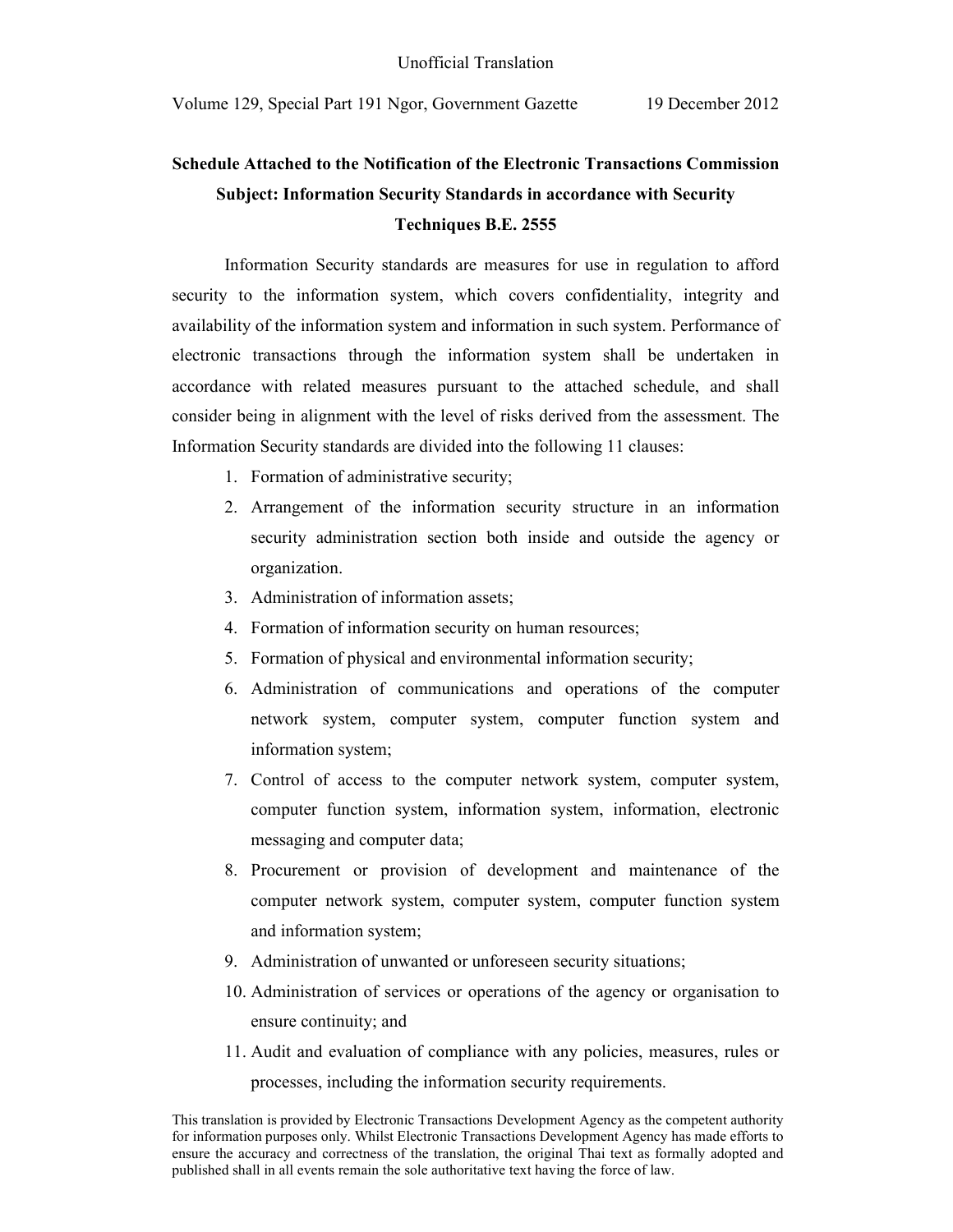Unofficial Translation

Volume 129, Special Part 191 Ngor, Government Gazette 19 December 2012

## Schedule Attached to the Notification of the Electronic Transactions Commission Subject: Information Security Standards in accordance with Security Techniques B.E. 2555

Information Security standards are measures for use in regulation to afford security to the information system, which covers confidentiality, integrity and availability of the information system and information in such system. Performance of electronic transactions through the information system shall be undertaken in accordance with related measures pursuant to the attached schedule, and shall consider being in alignment with the level of risks derived from the assessment. The Information Security standards are divided into the following 11 clauses:

1. Formation of administrative security;
2. Arrangement of the information security structure in an information security administration section both inside and outside the agency or organization.
3. Administration of information assets;
4. Formation of information security on human resources;
5. Formation of physical and environmental information security;
6. Administration of communications and operations of the computer network system, computer system, computer function system and information system;
7. Control of access to the computer network system, computer system, computer function system, information system, information, electronic messaging and computer data;
8. Procurement or provision of development and maintenance of the computer network system, computer system, computer function system and information system;
9. Administration of unwanted or unforeseen security situations;
10. Administration of services or operations of the agency or organisation to ensure continuity; and
11. Audit and evaluation of compliance with any policies, measures, rules or processes, including the information security requirements.

This translation is provided by Electronic Transactions Development Agency as the competent authority for information purposes only. Whilst Electronic Transactions Development Agency has made efforts to ensure the accuracy and correctness of the translation, the original Thai text as formally adopted and published shall in all events remain the sole authoritative text having the force of law.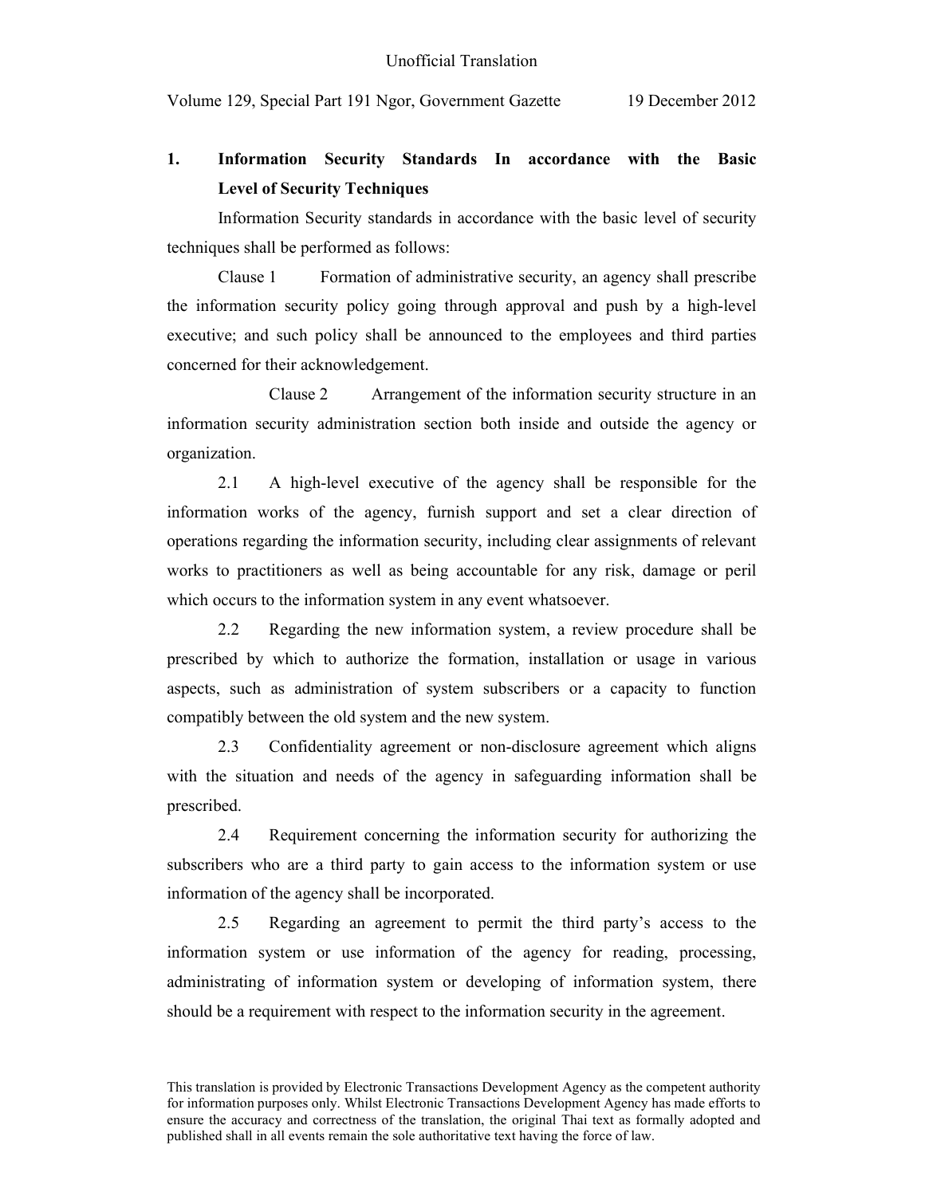Unofficial Translation

Volume 129, Special Part 191 Ngor, Government Gazette 19 December 2012

## 1. Information Security Standards In accordance with the Basic Level of Security Techniques

Information Security standards in accordance with the basic level of security techniques shall be performed as follows:

Clause 1 Formation of administrative security, an agency shall prescribe the information security policy going through approval and push by a high-level executive; and such policy shall be announced to the employees and third parties concerned for their acknowledgement.

Clause 2 Arrangement of the information security structure in an information security administration section both inside and outside the agency or organization.

2.1 A high-level executive of the agency shall be responsible for the information works of the agency, furnish support and set a clear direction of operations regarding the information security, including clear assignments of relevant works to practitioners as well as being accountable for any risk, damage or peril which occurs to the information system in any event whatsoever.

2.2 Regarding the new information system, a review procedure shall be prescribed by which to authorize the formation, installation or usage in various aspects, such as administration of system subscribers or a capacity to function compatibly between the old system and the new system.

2.3 Confidentiality agreement or non-disclosure agreement which aligns with the situation and needs of the agency in safeguarding information shall be prescribed.

2.4 Requirement concerning the information security for authorizing the subscribers who are a third party to gain access to the information system or use information of the agency shall be incorporated.

2.5 Regarding an agreement to permit the third party's access to the information system or use information of the agency for reading, processing, administrating of information system or developing of information system, there should be a requirement with respect to the information security in the agreement.

This translation is provided by Electronic Transactions Development Agency as the competent authority for information purposes only. Whilst Electronic Transactions Development Agency has made efforts to ensure the accuracy and correctness of the translation, the original Thai text as formally adopted and published shall in all events remain the sole authoritative text having the force of law.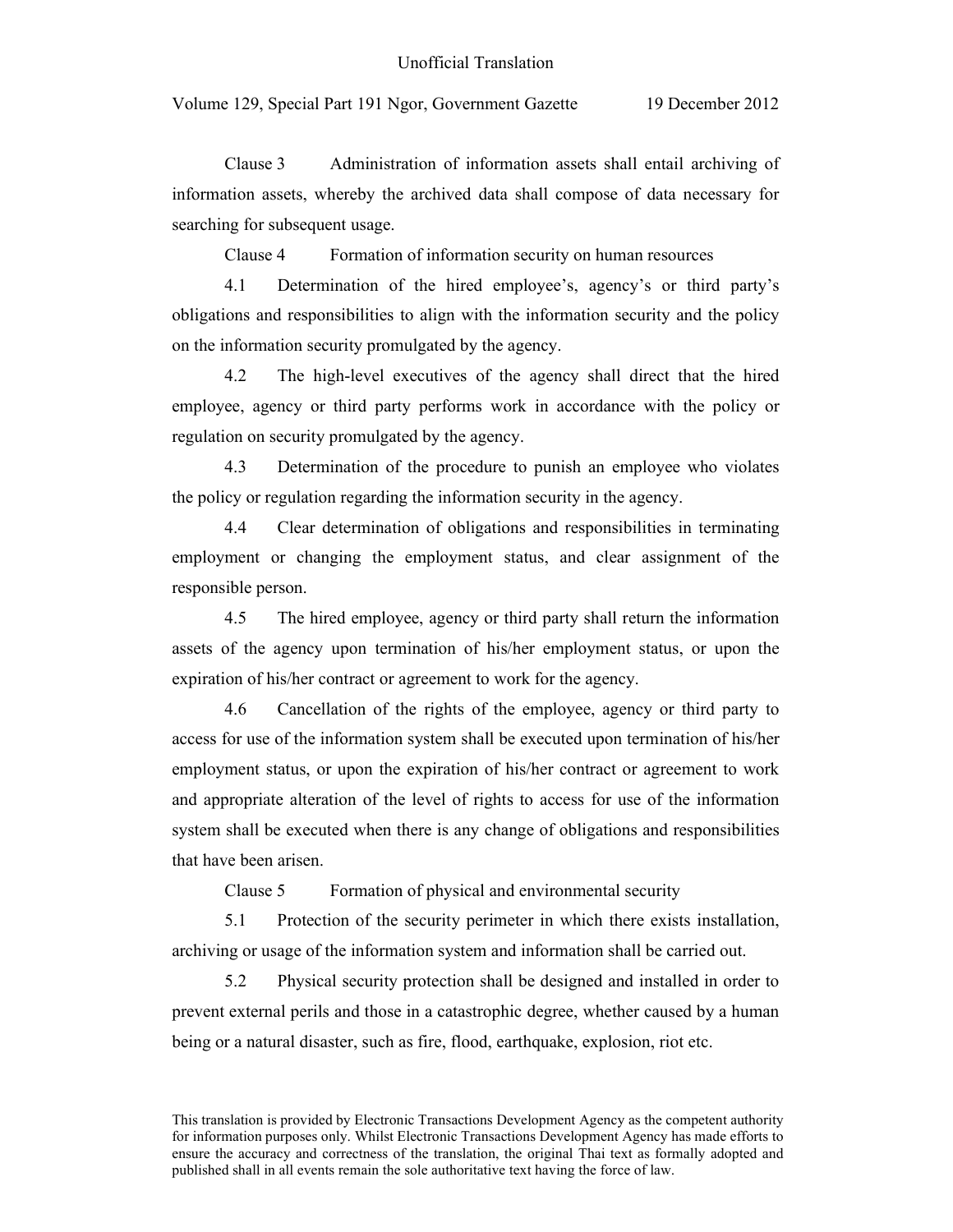Clause 3 Administration of information assets shall entail archiving of information assets, whereby the archived data shall compose of data necessary for searching for subsequent usage.

Clause 4 Formation of information security on human resources

4.1 Determination of the hired employee's, agency's or third party's obligations and responsibilities to align with the information security and the policy on the information security promulgated by the agency.

4.2 The high-level executives of the agency shall direct that the hired employee, agency or third party performs work in accordance with the policy or regulation on security promulgated by the agency.

4.3 Determination of the procedure to punish an employee who violates the policy or regulation regarding the information security in the agency.

4.4 Clear determination of obligations and responsibilities in terminating employment or changing the employment status, and clear assignment of the responsible person.

4.5 The hired employee, agency or third party shall return the information assets of the agency upon termination of his/her employment status, or upon the expiration of his/her contract or agreement to work for the agency.

4.6 Cancellation of the rights of the employee, agency or third party to access for use of the information system shall be executed upon termination of his/her employment status, or upon the expiration of his/her contract or agreement to work and appropriate alteration of the level of rights to access for use of the information system shall be executed when there is any change of obligations and responsibilities that have been arisen.

Clause 5 Formation of physical and environmental security

5.1 Protection of the security perimeter in which there exists installation, archiving or usage of the information system and information shall be carried out.

5.2 Physical security protection shall be designed and installed in order to prevent external perils and those in a catastrophic degree, whether caused by a human being or a natural disaster, such as fire, flood, earthquake, explosion, riot etc.

This translation is provided by Electronic Transactions Development Agency as the competent authority for information purposes only. Whilst Electronic Transactions Development Agency has made efforts to ensure the accuracy and correctness of the translation, the original Thai text as formally adopted and published shall in all events remain the sole authoritative text having the force of law.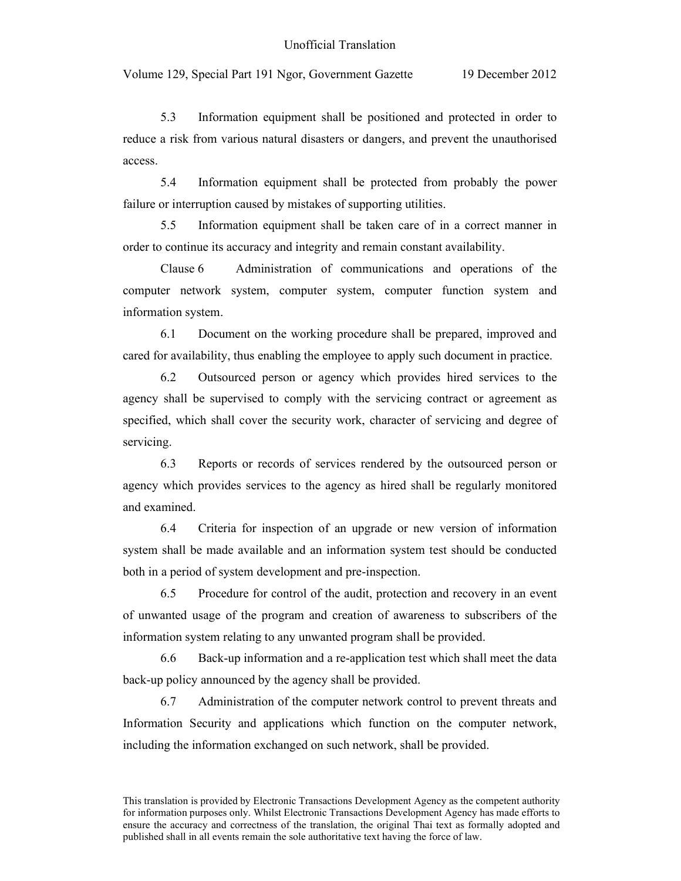5.3 Information equipment shall be positioned and protected in order to reduce a risk from various natural disasters or dangers, and prevent the unauthorised access.

5.4 Information equipment shall be protected from probably the power failure or interruption caused by mistakes of supporting utilities.

5.5 Information equipment shall be taken care of in a correct manner in order to continue its accuracy and integrity and remain constant availability.

Clause 6 Administration of communications and operations of the computer network system, computer system, computer function system and information system.

6.1 Document on the working procedure shall be prepared, improved and cared for availability, thus enabling the employee to apply such document in practice.

6.2 Outsourced person or agency which provides hired services to the agency shall be supervised to comply with the servicing contract or agreement as specified, which shall cover the security work, character of servicing and degree of servicing.

6.3 Reports or records of services rendered by the outsourced person or agency which provides services to the agency as hired shall be regularly monitored and examined.

6.4 Criteria for inspection of an upgrade or new version of information system shall be made available and an information system test should be conducted both in a period of system development and pre-inspection.

6.5 Procedure for control of the audit, protection and recovery in an event of unwanted usage of the program and creation of awareness to subscribers of the information system relating to any unwanted program shall be provided.

6.6 Back-up information and a re-application test which shall meet the data back-up policy announced by the agency shall be provided.

6.7 Administration of the computer network control to prevent threats and Information Security and applications which function on the computer network, including the information exchanged on such network, shall be provided.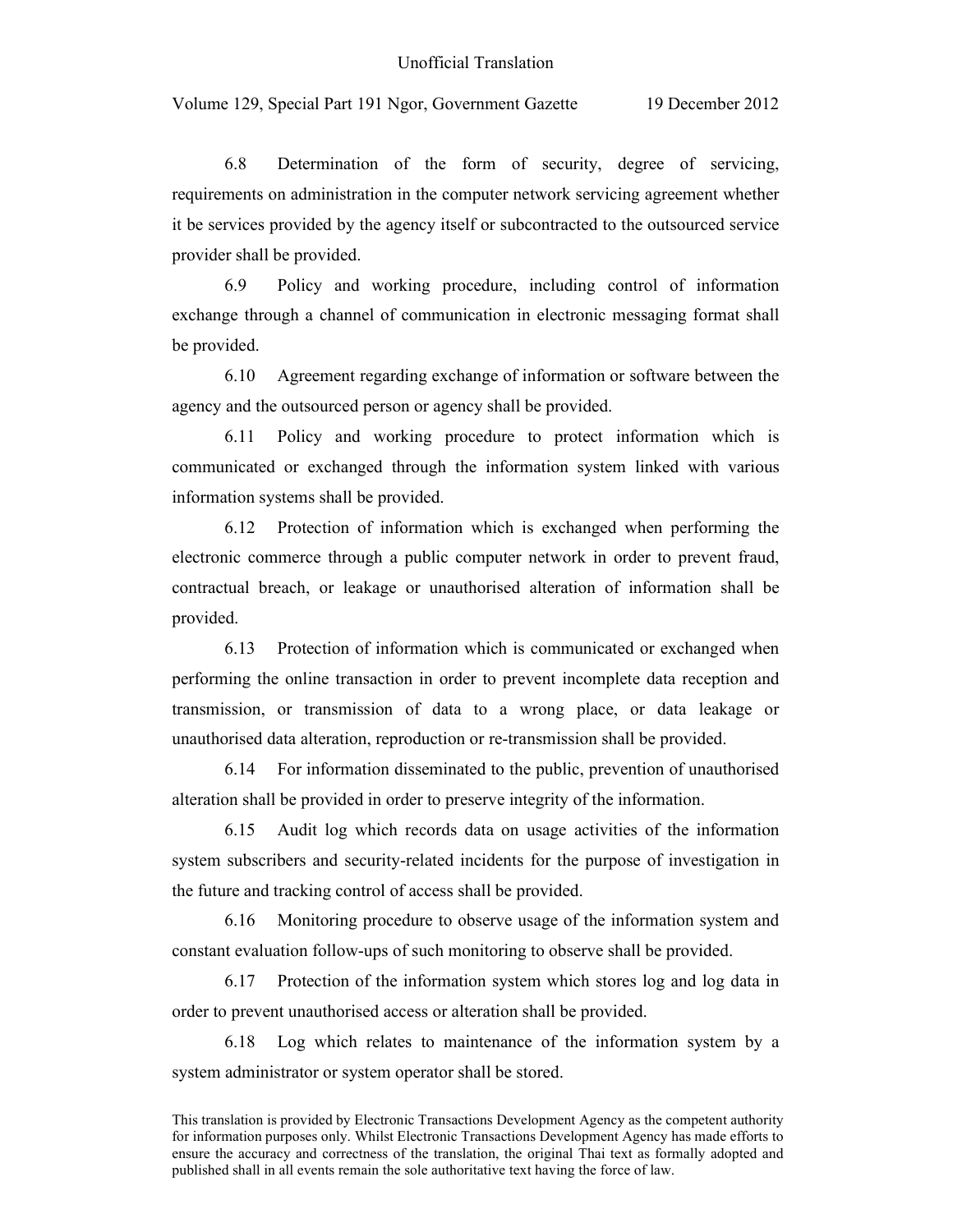6.8 Determination of the form of security, degree of servicing, requirements on administration in the computer network servicing agreement whether it be services provided by the agency itself or subcontracted to the outsourced service provider shall be provided.

6.9 Policy and working procedure, including control of information exchange through a channel of communication in electronic messaging format shall be provided.

6.10 Agreement regarding exchange of information or software between the agency and the outsourced person or agency shall be provided.

6.11 Policy and working procedure to protect information which is communicated or exchanged through the information system linked with various information systems shall be provided.

6.12 Protection of information which is exchanged when performing the electronic commerce through a public computer network in order to prevent fraud, contractual breach, or leakage or unauthorised alteration of information shall be provided.

6.13 Protection of information which is communicated or exchanged when performing the online transaction in order to prevent incomplete data reception and transmission, or transmission of data to a wrong place, or data leakage or unauthorised data alteration, reproduction or re-transmission shall be provided.

6.14 For information disseminated to the public, prevention of unauthorised alteration shall be provided in order to preserve integrity of the information.

6.15 Audit log which records data on usage activities of the information system subscribers and security-related incidents for the purpose of investigation in the future and tracking control of access shall be provided.

6.16 Monitoring procedure to observe usage of the information system and constant evaluation follow-ups of such monitoring to observe shall be provided.

6.17 Protection of the information system which stores log and log data in order to prevent unauthorised access or alteration shall be provided.

6.18 Log which relates to maintenance of the information system by a system administrator or system operator shall be stored.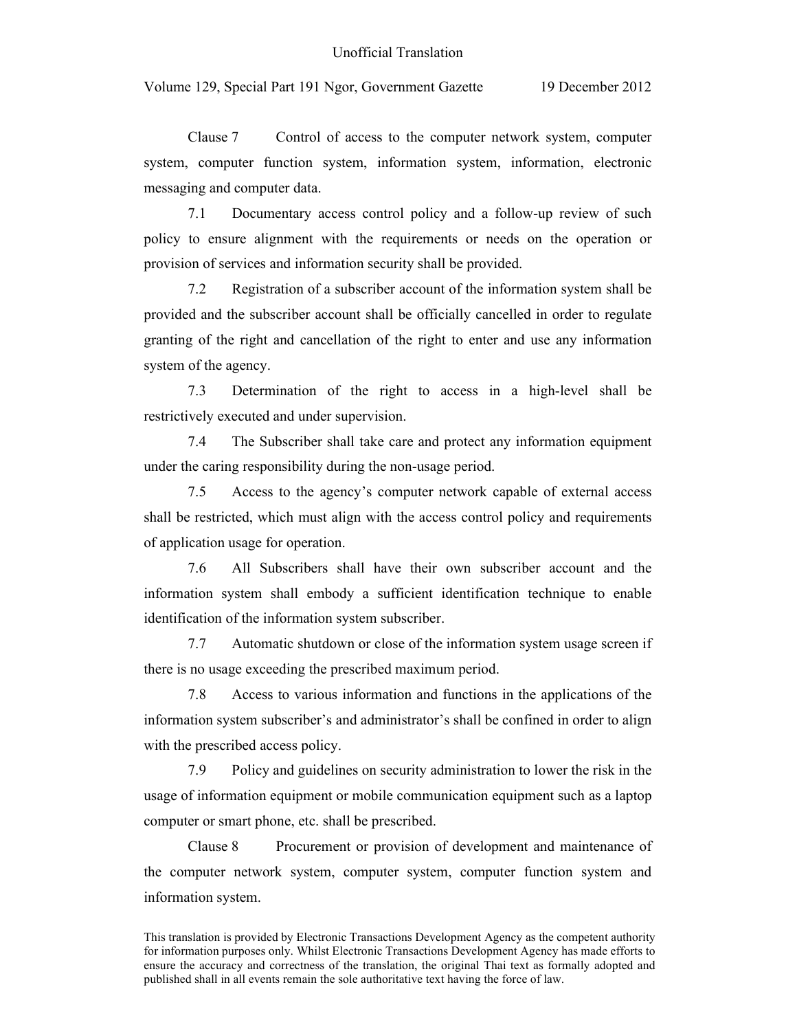Clause 7 Control of access to the computer network system, computer system, computer function system, information system, information, electronic messaging and computer data.

7.1 Documentary access control policy and a follow-up review of such policy to ensure alignment with the requirements or needs on the operation or provision of services and information security shall be provided.

7.2 Registration of a subscriber account of the information system shall be provided and the subscriber account shall be officially cancelled in order to regulate granting of the right and cancellation of the right to enter and use any information system of the agency.

7.3 Determination of the right to access in a high-level shall be restrictively executed and under supervision.

7.4 The Subscriber shall take care and protect any information equipment under the caring responsibility during the non-usage period.

7.5 Access to the agency's computer network capable of external access shall be restricted, which must align with the access control policy and requirements of application usage for operation.

7.6 All Subscribers shall have their own subscriber account and the information system shall embody a sufficient identification technique to enable identification of the information system subscriber.

7.7 Automatic shutdown or close of the information system usage screen if there is no usage exceeding the prescribed maximum period.

7.8 Access to various information and functions in the applications of the information system subscriber's and administrator's shall be confined in order to align with the prescribed access policy.

7.9 Policy and guidelines on security administration to lower the risk in the usage of information equipment or mobile communication equipment such as a laptop computer or smart phone, etc. shall be prescribed.

Clause 8 Procurement or provision of development and maintenance of the computer network system, computer system, computer function system and information system.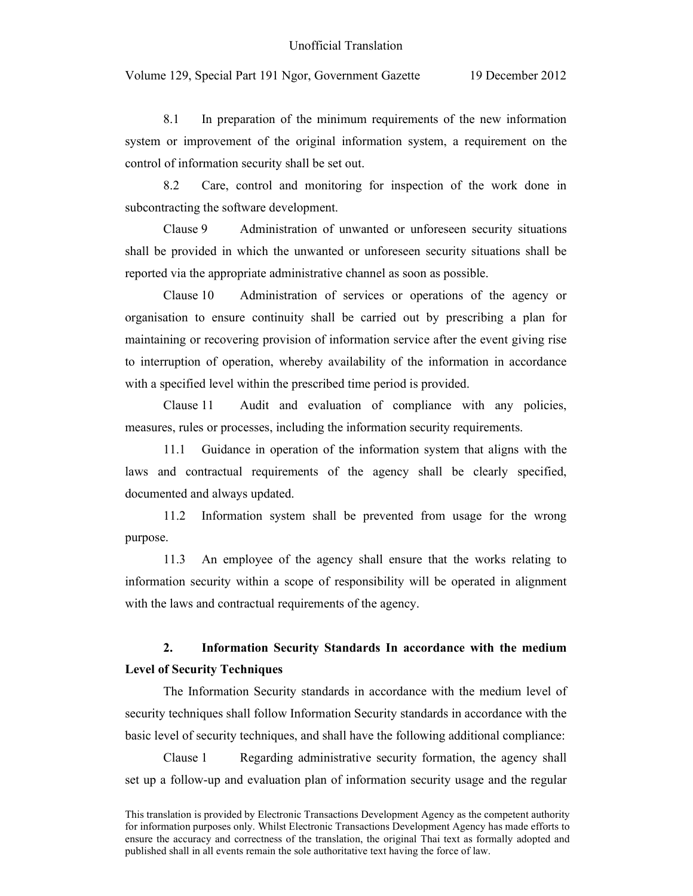8.1 In preparation of the minimum requirements of the new information system or improvement of the original information system, a requirement on the control of information security shall be set out.

8.2 Care, control and monitoring for inspection of the work done in subcontracting the software development.

Clause 9 Administration of unwanted or unforeseen security situations shall be provided in which the unwanted or unforeseen security situations shall be reported via the appropriate administrative channel as soon as possible.

Clause 10 Administration of services or operations of the agency or organisation to ensure continuity shall be carried out by prescribing a plan for maintaining or recovering provision of information service after the event giving rise to interruption of operation, whereby availability of the information in accordance with a specified level within the prescribed time period is provided.

Clause 11 Audit and evaluation of compliance with any policies, measures, rules or processes, including the information security requirements.

11.1 Guidance in operation of the information system that aligns with the laws and contractual requirements of the agency shall be clearly specified, documented and always updated.

11.2 Information system shall be prevented from usage for the wrong purpose.

11.3 An employee of the agency shall ensure that the works relating to information security within a scope of responsibility will be operated in alignment with the laws and contractual requirements of the agency.

## 2. Information Security Standards In accordance with the medium Level of Security Techniques

The Information Security standards in accordance with the medium level of security techniques shall follow Information Security standards in accordance with the basic level of security techniques, and shall have the following additional compliance:

Clause 1 Regarding administrative security formation, the agency shall set up a follow-up and evaluation plan of information security usage and the regular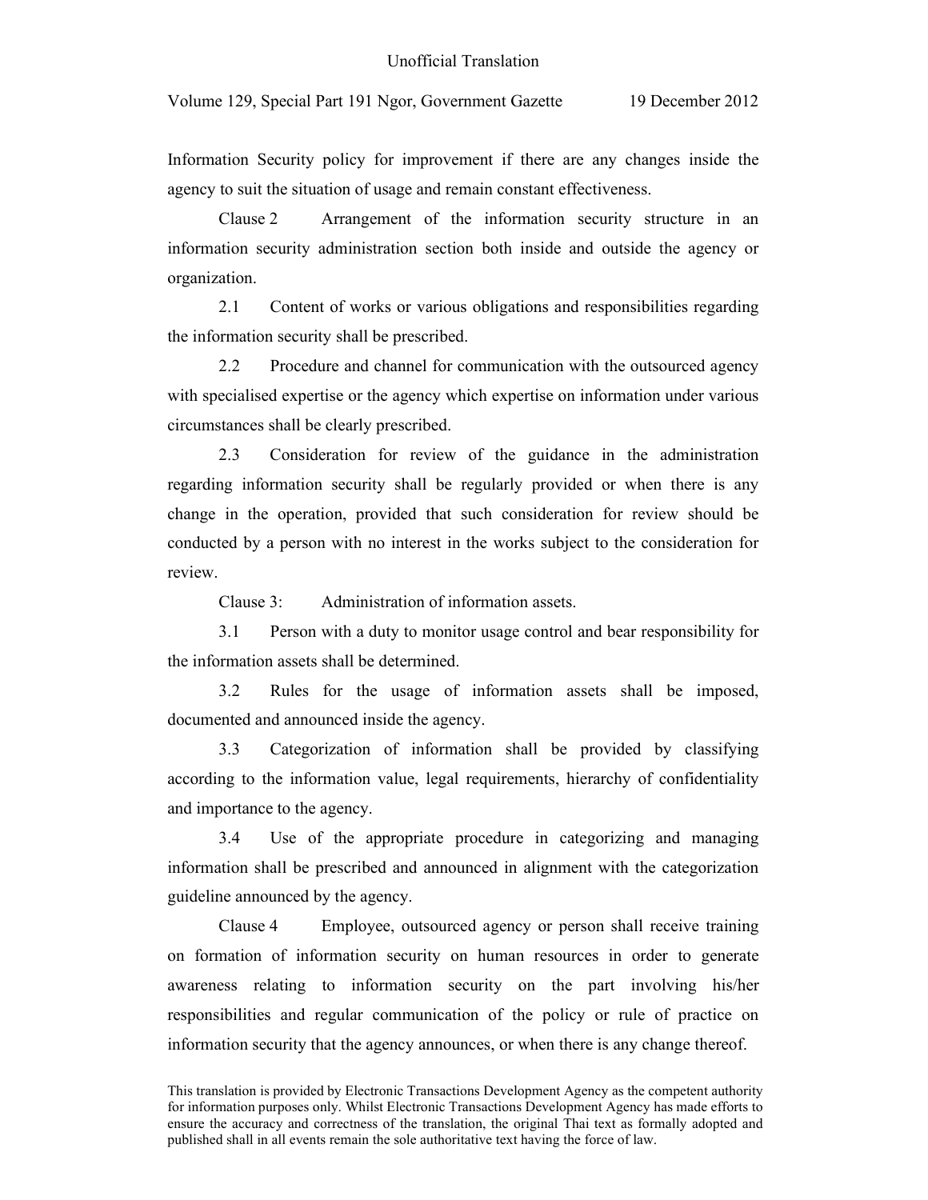Information Security policy for improvement if there are any changes inside the agency to suit the situation of usage and remain constant effectiveness.

Clause 2 Arrangement of the information security structure in an information security administration section both inside and outside the agency or organization.

2.1 Content of works or various obligations and responsibilities regarding the information security shall be prescribed.

2.2 Procedure and channel for communication with the outsourced agency with specialised expertise or the agency which expertise on information under various circumstances shall be clearly prescribed.

2.3 Consideration for review of the guidance in the administration regarding information security shall be regularly provided or when there is any change in the operation, provided that such consideration for review should be conducted by a person with no interest in the works subject to the consideration for review.

Clause 3: Administration of information assets.

3.1 Person with a duty to monitor usage control and bear responsibility for the information assets shall be determined.

3.2 Rules for the usage of information assets shall be imposed, documented and announced inside the agency.

3.3 Categorization of information shall be provided by classifying according to the information value, legal requirements, hierarchy of confidentiality and importance to the agency.

3.4 Use of the appropriate procedure in categorizing and managing information shall be prescribed and announced in alignment with the categorization guideline announced by the agency.

Clause 4 Employee, outsourced agency or person shall receive training on formation of information security on human resources in order to generate awareness relating to information security on the part involving his/her responsibilities and regular communication of the policy or rule of practice on information security that the agency announces, or when there is any change thereof.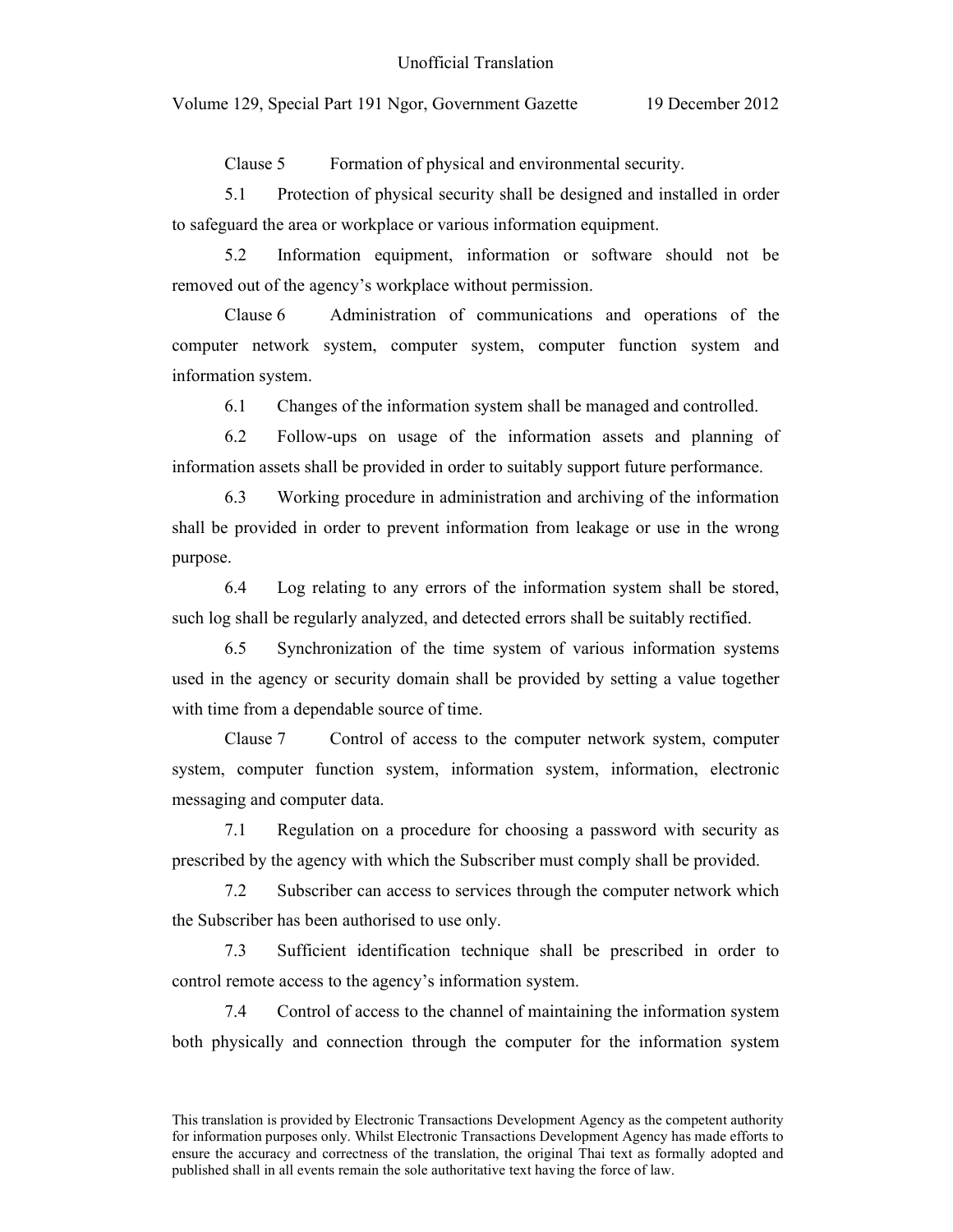Clause 5 Formation of physical and environmental security.

5.1 Protection of physical security shall be designed and installed in order to safeguard the area or workplace or various information equipment.

5.2 Information equipment, information or software should not be removed out of the agency's workplace without permission.

Clause 6 Administration of communications and operations of the computer network system, computer system, computer function system and information system.

6.1 Changes of the information system shall be managed and controlled.

6.2 Follow-ups on usage of the information assets and planning of information assets shall be provided in order to suitably support future performance.

6.3 Working procedure in administration and archiving of the information shall be provided in order to prevent information from leakage or use in the wrong purpose.

6.4 Log relating to any errors of the information system shall be stored, such log shall be regularly analyzed, and detected errors shall be suitably rectified.

6.5 Synchronization of the time system of various information systems used in the agency or security domain shall be provided by setting a value together with time from a dependable source of time.

Clause 7 Control of access to the computer network system, computer system, computer function system, information system, information, electronic messaging and computer data.

7.1 Regulation on a procedure for choosing a password with security as prescribed by the agency with which the Subscriber must comply shall be provided.

7.2 Subscriber can access to services through the computer network which the Subscriber has been authorised to use only.

7.3 Sufficient identification technique shall be prescribed in order to control remote access to the agency's information system.

7.4 Control of access to the channel of maintaining the information system both physically and connection through the computer for the information system

This translation is provided by Electronic Transactions Development Agency as the competent authority for information purposes only. Whilst Electronic Transactions Development Agency has made efforts to ensure the accuracy and correctness of the translation, the original Thai text as formally adopted and published shall in all events remain the sole authoritative text having the force of law.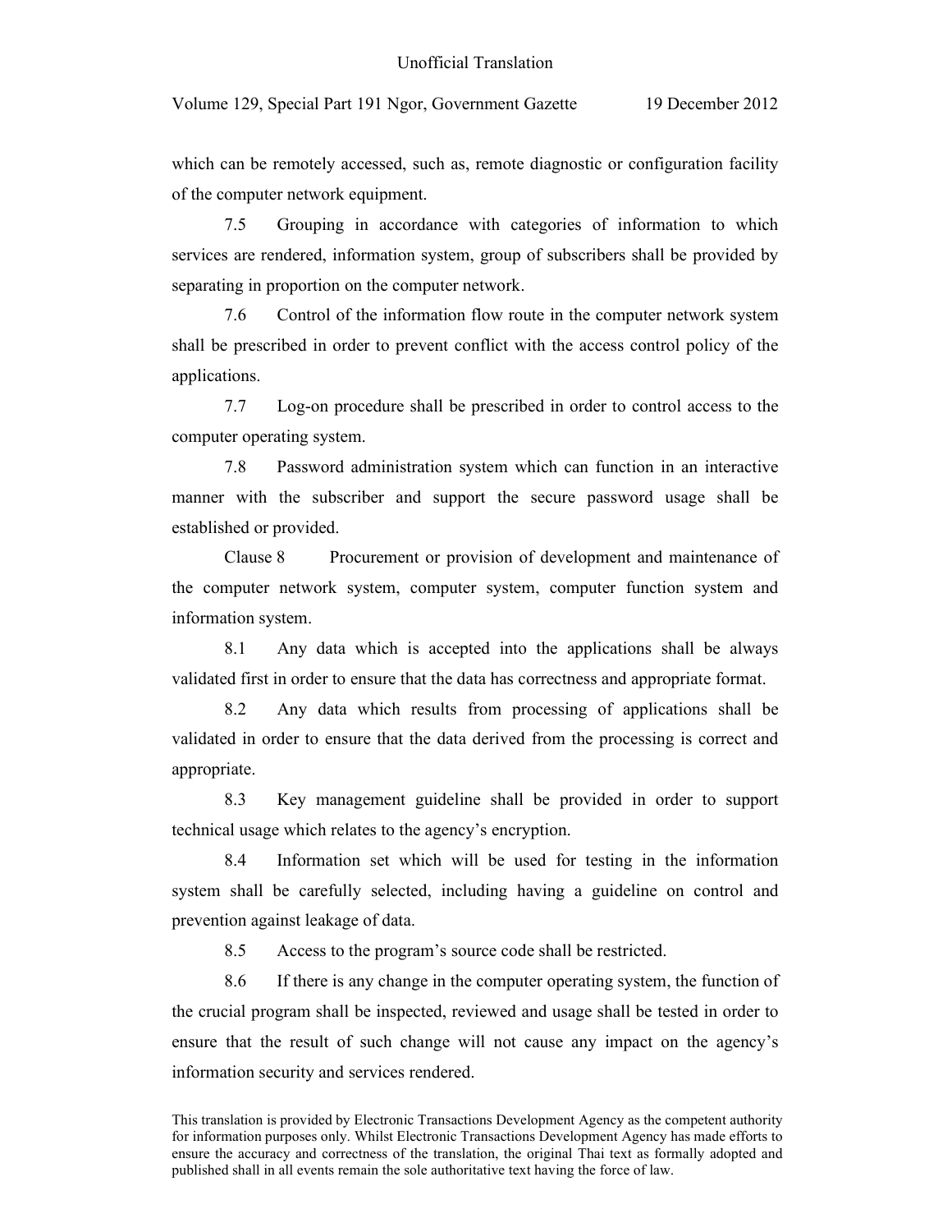which can be remotely accessed, such as, remote diagnostic or configuration facility of the computer network equipment.

7.5 Grouping in accordance with categories of information to which services are rendered, information system, group of subscribers shall be provided by separating in proportion on the computer network.

7.6 Control of the information flow route in the computer network system shall be prescribed in order to prevent conflict with the access control policy of the applications.

7.7 Log-on procedure shall be prescribed in order to control access to the computer operating system.

7.8 Password administration system which can function in an interactive manner with the subscriber and support the secure password usage shall be established or provided.

Clause 8 Procurement or provision of development and maintenance of the computer network system, computer system, computer function system and information system.

8.1 Any data which is accepted into the applications shall be always validated first in order to ensure that the data has correctness and appropriate format.

8.2 Any data which results from processing of applications shall be validated in order to ensure that the data derived from the processing is correct and appropriate.

8.3 Key management guideline shall be provided in order to support technical usage which relates to the agency's encryption.

8.4 Information set which will be used for testing in the information system shall be carefully selected, including having a guideline on control and prevention against leakage of data.

8.5 Access to the program's source code shall be restricted.

8.6 If there is any change in the computer operating system, the function of the crucial program shall be inspected, reviewed and usage shall be tested in order to ensure that the result of such change will not cause any impact on the agency's information security and services rendered.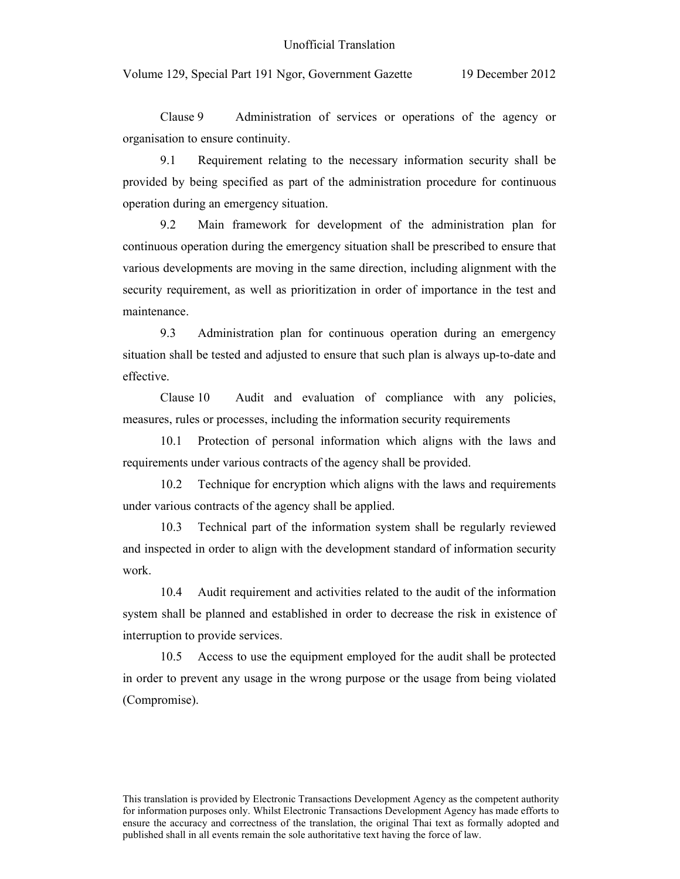Clause 9 Administration of services or operations of the agency or organisation to ensure continuity.

9.1 Requirement relating to the necessary information security shall be provided by being specified as part of the administration procedure for continuous operation during an emergency situation.

9.2 Main framework for development of the administration plan for continuous operation during the emergency situation shall be prescribed to ensure that various developments are moving in the same direction, including alignment with the security requirement, as well as prioritization in order of importance in the test and maintenance.

9.3 Administration plan for continuous operation during an emergency situation shall be tested and adjusted to ensure that such plan is always up-to-date and effective.

Clause 10 Audit and evaluation of compliance with any policies, measures, rules or processes, including the information security requirements

10.1 Protection of personal information which aligns with the laws and requirements under various contracts of the agency shall be provided.

10.2 Technique for encryption which aligns with the laws and requirements under various contracts of the agency shall be applied.

10.3 Technical part of the information system shall be regularly reviewed and inspected in order to align with the development standard of information security work.

10.4 Audit requirement and activities related to the audit of the information system shall be planned and established in order to decrease the risk in existence of interruption to provide services.

10.5 Access to use the equipment employed for the audit shall be protected in order to prevent any usage in the wrong purpose or the usage from being violated (Compromise).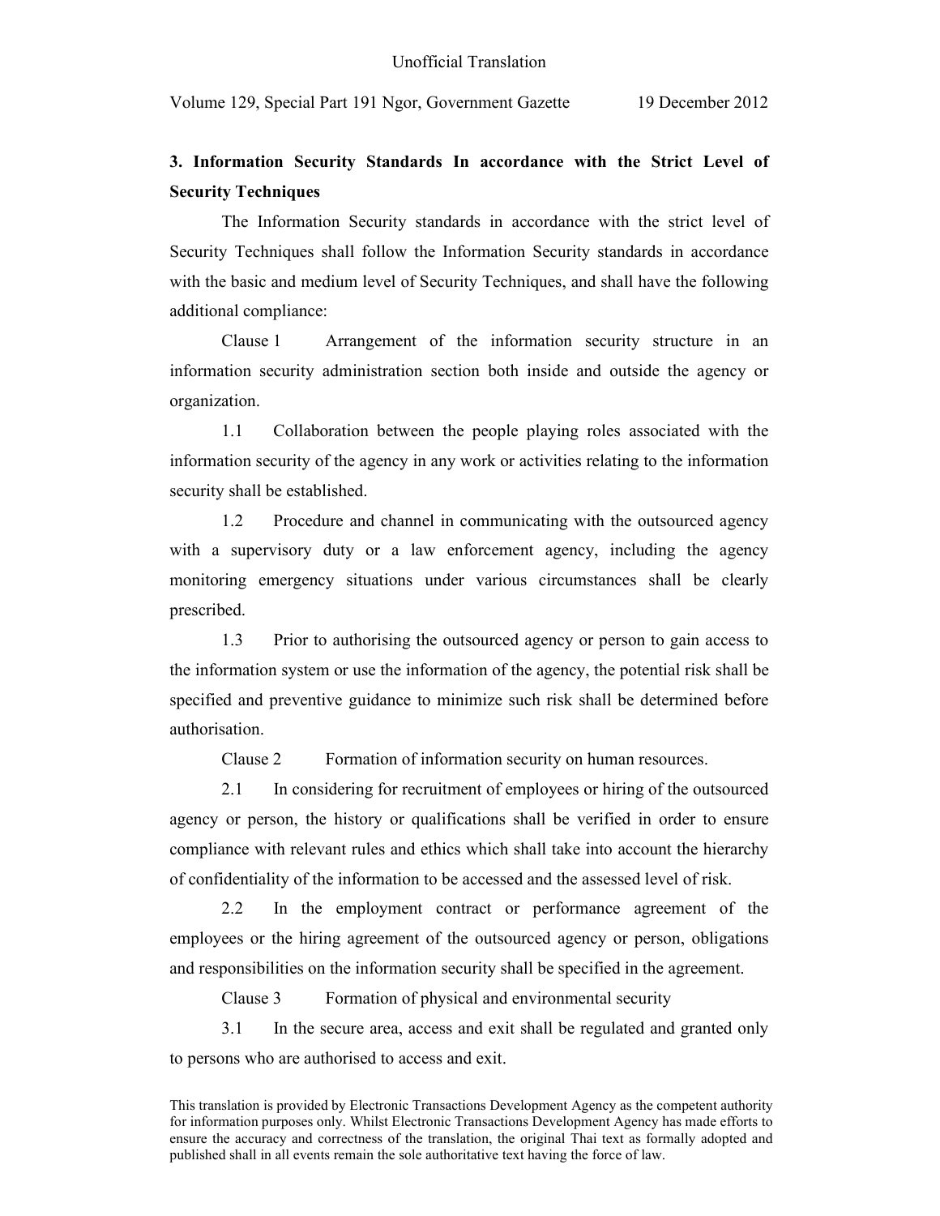### 3. Information Security Standards In accordance with the Strict Level of Security Techniques

The Information Security standards in accordance with the strict level of Security Techniques shall follow the Information Security standards in accordance with the basic and medium level of Security Techniques, and shall have the following additional compliance:

Clause 1 Arrangement of the information security structure in an information security administration section both inside and outside the agency or organization.

1.1 Collaboration between the people playing roles associated with the information security of the agency in any work or activities relating to the information security shall be established.

1.2 Procedure and channel in communicating with the outsourced agency with a supervisory duty or a law enforcement agency, including the agency monitoring emergency situations under various circumstances shall be clearly prescribed.

1.3 Prior to authorising the outsourced agency or person to gain access to the information system or use the information of the agency, the potential risk shall be specified and preventive guidance to minimize such risk shall be determined before authorisation.

Clause 2 Formation of information security on human resources.

2.1 In considering for recruitment of employees or hiring of the outsourced agency or person, the history or qualifications shall be verified in order to ensure compliance with relevant rules and ethics which shall take into account the hierarchy of confidentiality of the information to be accessed and the assessed level of risk.

2.2 In the employment contract or performance agreement of the employees or the hiring agreement of the outsourced agency or person, obligations and responsibilities on the information security shall be specified in the agreement.

Clause 3 Formation of physical and environmental security

3.1 In the secure area, access and exit shall be regulated and granted only to persons who are authorised to access and exit.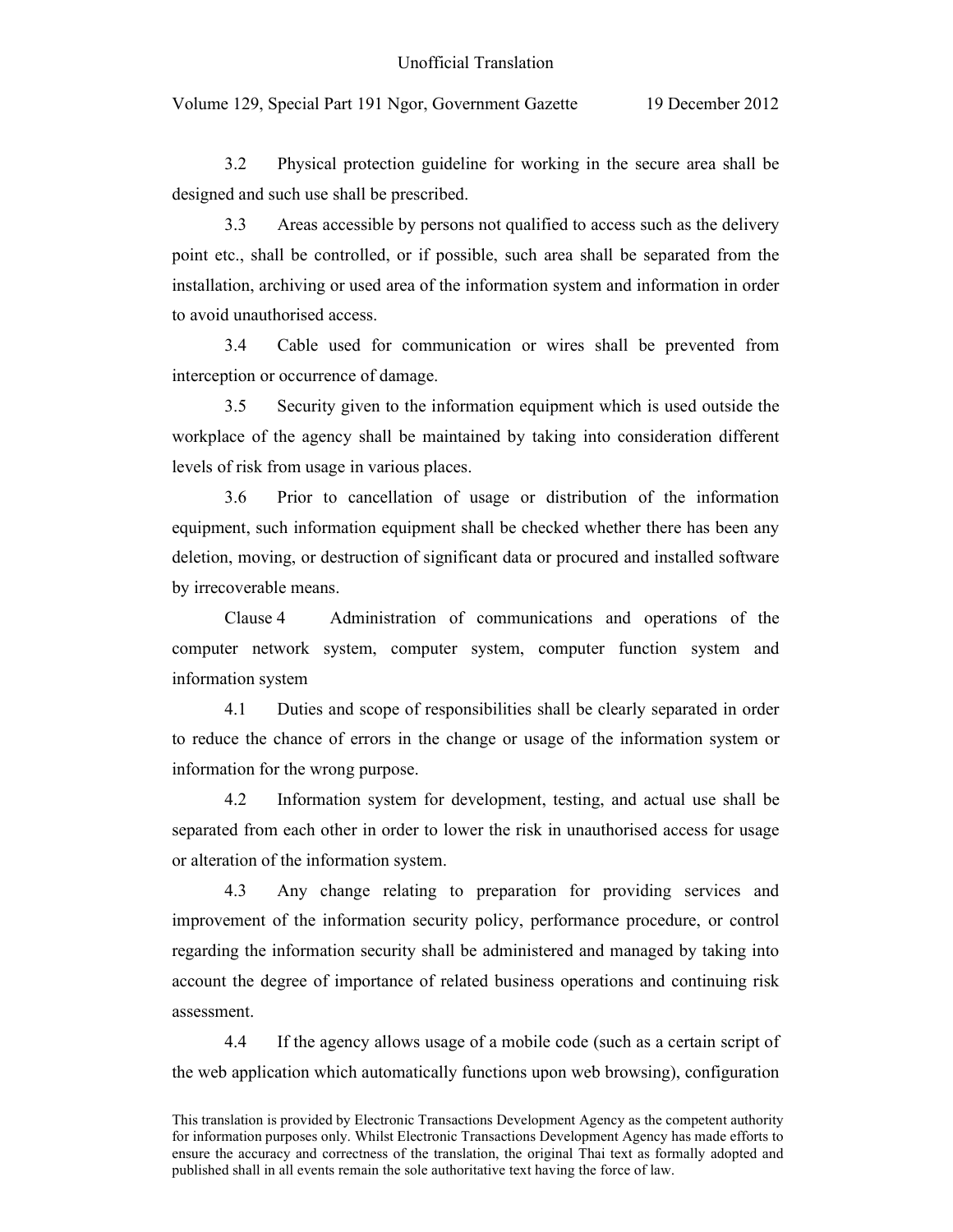3.2 Physical protection guideline for working in the secure area shall be designed and such use shall be prescribed.

3.3 Areas accessible by persons not qualified to access such as the delivery point etc., shall be controlled, or if possible, such area shall be separated from the installation, archiving or used area of the information system and information in order to avoid unauthorised access.

3.4 Cable used for communication or wires shall be prevented from interception or occurrence of damage.

3.5 Security given to the information equipment which is used outside the workplace of the agency shall be maintained by taking into consideration different levels of risk from usage in various places.

3.6 Prior to cancellation of usage or distribution of the information equipment, such information equipment shall be checked whether there has been any deletion, moving, or destruction of significant data or procured and installed software by irrecoverable means.

Clause 4 Administration of communications and operations of the computer network system, computer system, computer function system and information system

4.1 Duties and scope of responsibilities shall be clearly separated in order to reduce the chance of errors in the change or usage of the information system or information for the wrong purpose.

4.2 Information system for development, testing, and actual use shall be separated from each other in order to lower the risk in unauthorised access for usage or alteration of the information system.

4.3 Any change relating to preparation for providing services and improvement of the information security policy, performance procedure, or control regarding the information security shall be administered and managed by taking into account the degree of importance of related business operations and continuing risk assessment.

4.4 If the agency allows usage of a mobile code (such as a certain script of the web application which automatically functions upon web browsing), configuration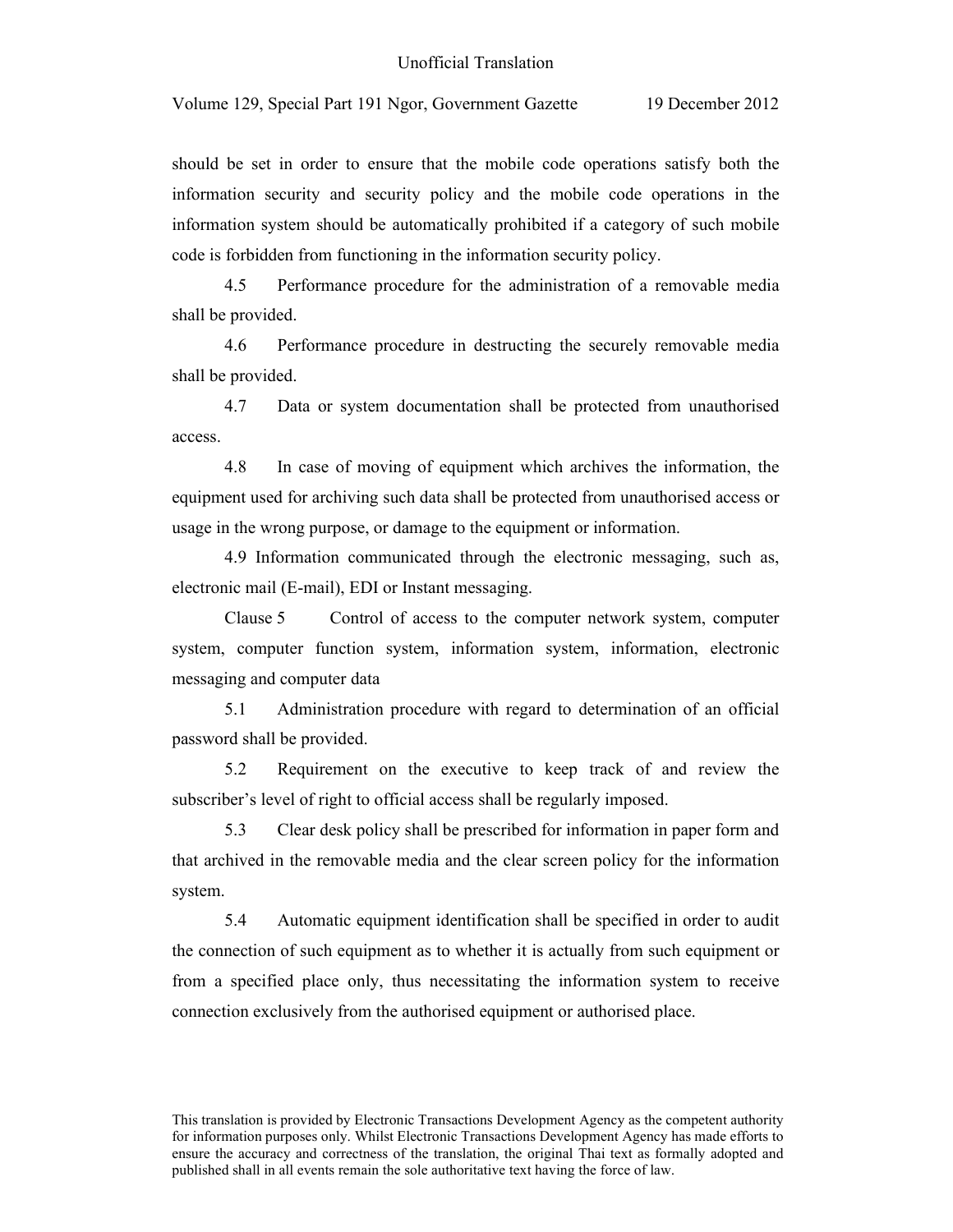should be set in order to ensure that the mobile code operations satisfy both the information security and security policy and the mobile code operations in the information system should be automatically prohibited if a category of such mobile code is forbidden from functioning in the information security policy.

4.5 Performance procedure for the administration of a removable media shall be provided.

4.6 Performance procedure in destructing the securely removable media shall be provided.

4.7 Data or system documentation shall be protected from unauthorised access.

4.8 In case of moving of equipment which archives the information, the equipment used for archiving such data shall be protected from unauthorised access or usage in the wrong purpose, or damage to the equipment or information.

4.9 Information communicated through the electronic messaging, such as, electronic mail (E-mail), EDI or Instant messaging.

Clause 5 Control of access to the computer network system, computer system, computer function system, information system, information, electronic messaging and computer data

5.1 Administration procedure with regard to determination of an official password shall be provided.

5.2 Requirement on the executive to keep track of and review the subscriber's level of right to official access shall be regularly imposed.

5.3 Clear desk policy shall be prescribed for information in paper form and that archived in the removable media and the clear screen policy for the information system.

5.4 Automatic equipment identification shall be specified in order to audit the connection of such equipment as to whether it is actually from such equipment or from a specified place only, thus necessitating the information system to receive connection exclusively from the authorised equipment or authorised place.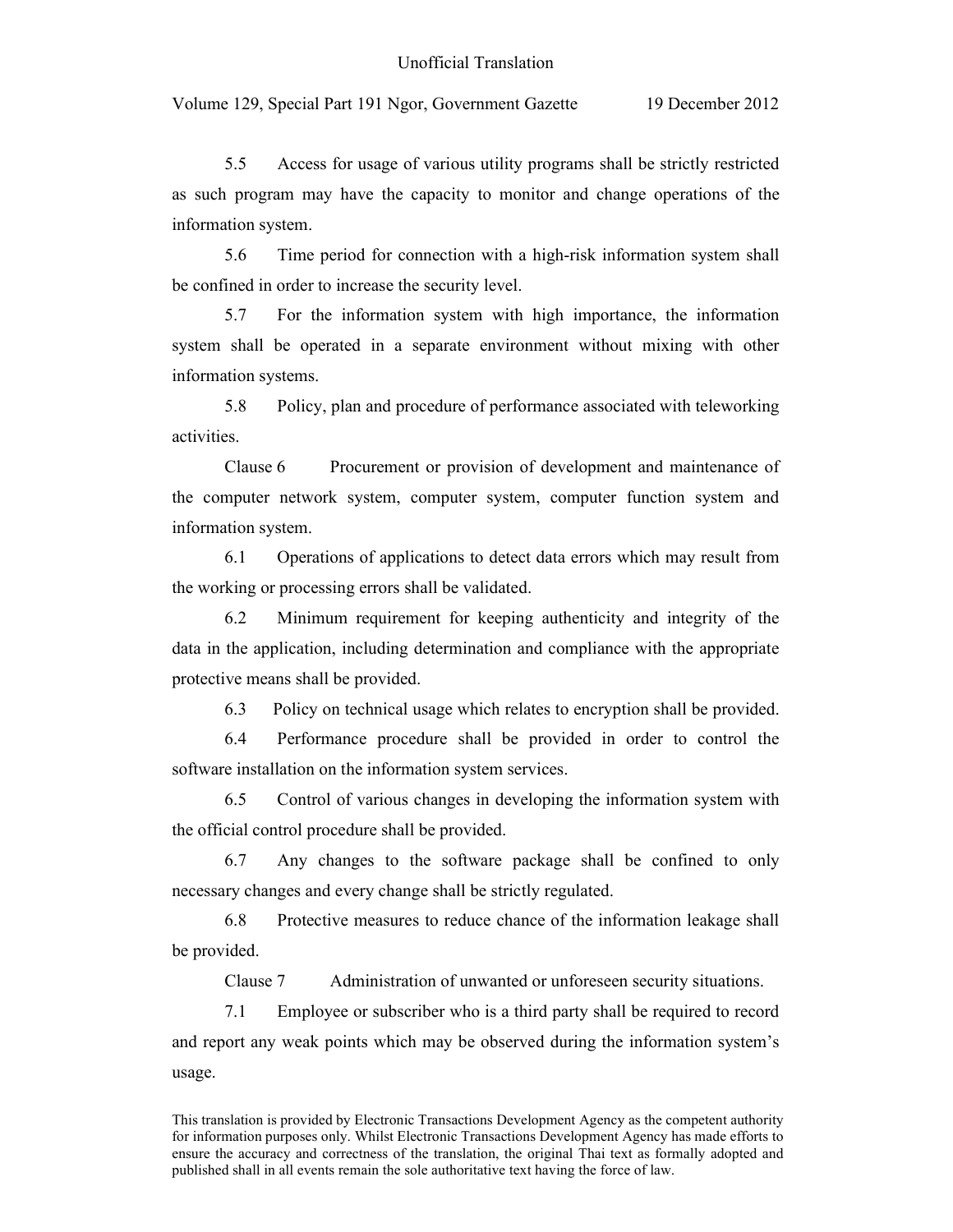5.5 Access for usage of various utility programs shall be strictly restricted as such program may have the capacity to monitor and change operations of the information system.

5.6 Time period for connection with a high-risk information system shall be confined in order to increase the security level.

5.7 For the information system with high importance, the information system shall be operated in a separate environment without mixing with other information systems.

5.8 Policy, plan and procedure of performance associated with teleworking activities.

Clause 6 Procurement or provision of development and maintenance of the computer network system, computer system, computer function system and information system.

6.1 Operations of applications to detect data errors which may result from the working or processing errors shall be validated.

6.2 Minimum requirement for keeping authenticity and integrity of the data in the application, including determination and compliance with the appropriate protective means shall be provided.

6.3 Policy on technical usage which relates to encryption shall be provided.

6.4 Performance procedure shall be provided in order to control the software installation on the information system services.

6.5 Control of various changes in developing the information system with the official control procedure shall be provided.

6.7 Any changes to the software package shall be confined to only necessary changes and every change shall be strictly regulated.

6.8 Protective measures to reduce chance of the information leakage shall be provided.

Clause 7 Administration of unwanted or unforeseen security situations.

7.1 Employee or subscriber who is a third party shall be required to record and report any weak points which may be observed during the information system's usage.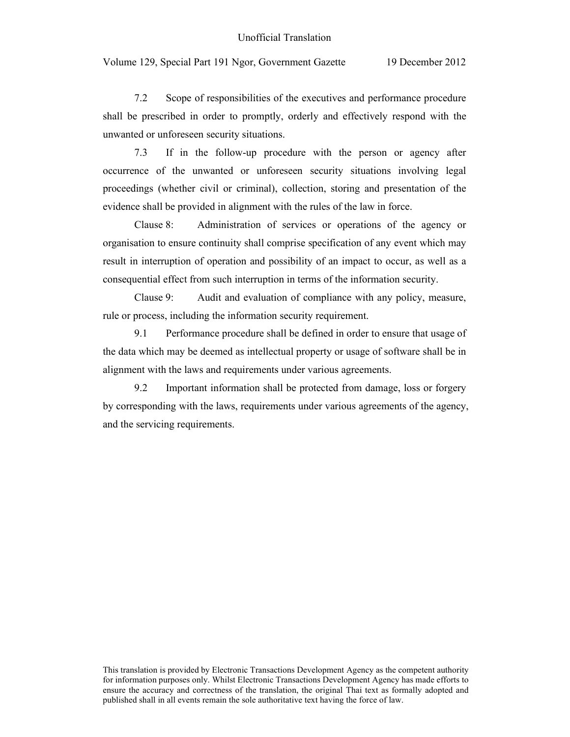7.2 Scope of responsibilities of the executives and performance procedure shall be prescribed in order to promptly, orderly and effectively respond with the unwanted or unforeseen security situations.

7.3 If in the follow-up procedure with the person or agency after occurrence of the unwanted or unforeseen security situations involving legal proceedings (whether civil or criminal), collection, storing and presentation of the evidence shall be provided in alignment with the rules of the law in force.

Clause 8: Administration of services or operations of the agency or organisation to ensure continuity shall comprise specification of any event which may result in interruption of operation and possibility of an impact to occur, as well as a consequential effect from such interruption in terms of the information security.

Clause 9: Audit and evaluation of compliance with any policy, measure, rule or process, including the information security requirement.

9.1 Performance procedure shall be defined in order to ensure that usage of the data which may be deemed as intellectual property or usage of software shall be in alignment with the laws and requirements under various agreements.

9.2 Important information shall be protected from damage, loss or forgery by corresponding with the laws, requirements under various agreements of the agency, and the servicing requirements.